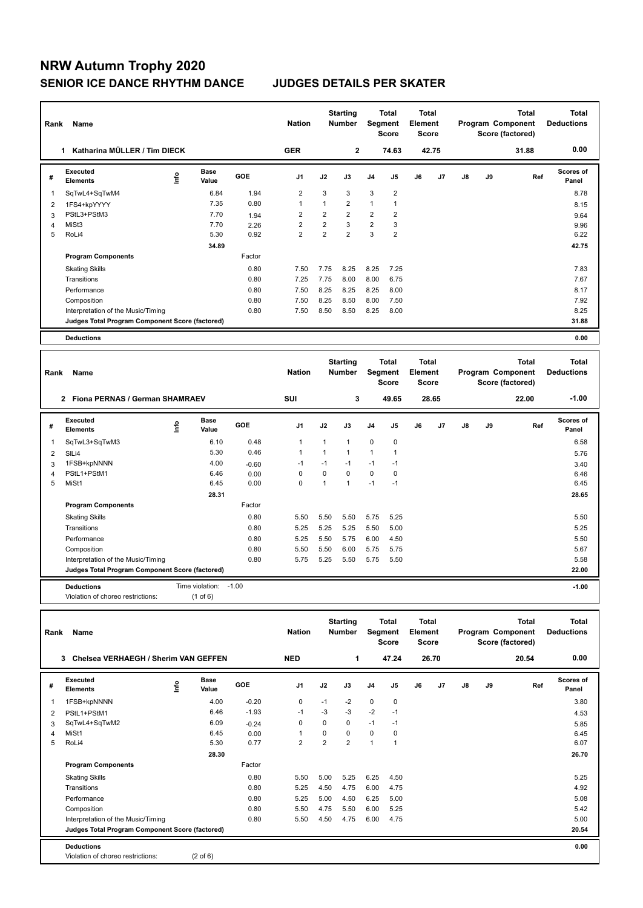# NRW Autumn Trophy 2020

## SENIOR ICE DANCE RHYTHM DANCE JUDGES DETAILS PER SKATER

| Rank | Name | Nation | Starting Number | Total Segment Score | Total Element Score | Total Program Component Score (factored) | Total Deductions |
|---|---|---|---|---|---|---|---|
| 1 | Katharina MÜLLER / Tim DIECK | GER | 2 | 74.63 | 42.75 | 31.88 | 0.00 |

| # | Executed Elements | Info | Base Value | GOE | J1 | J2 | J3 | J4 | J5 | J6 | J7 | J8 | J9 | Ref | Scores of Panel |
|---|---|---|---|---|---|---|---|---|---|---|---|---|---|---|---|
| 1 | SqTwL4+SqTwM4 | | 6.84 | 1.94 | 2 | 3 | 3 | 3 | 2 | | | | | | 8.78 |
| 2 | 1FS4+kpYYYY | | 7.35 | 0.80 | 1 | 1 | 2 | 1 | 1 | | | | | | 8.15 |
| 3 | PStL3+PStM3 | | 7.70 | 1.94 | 2 | 2 | 2 | 2 | 2 | | | | | | 9.64 |
| 4 | MiSt3 | | 7.70 | 2.26 | 2 | 2 | 3 | 2 | 3 | | | | | | 9.96 |
| 5 | RoLi4 | | 5.30 | 0.92 | 2 | 2 | 2 | 3 | 2 | | | | | | 6.22 |
| | | | 34.89 | | | | | | | | | | | | 42.75 |
| | **Program Components** | | | Factor | | | | | | | | | | | |
| | Skating Skills | | | 0.80 | 7.50 | 7.75 | 8.25 | 8.25 | 7.25 | | | | | | 7.83 |
| | Transitions | | | 0.80 | 7.25 | 7.75 | 8.00 | 8.00 | 6.75 | | | | | | 7.67 |
| | Performance | | | 0.80 | 7.50 | 8.25 | 8.25 | 8.25 | 8.00 | | | | | | 8.17 |
| | Composition | | | 0.80 | 7.50 | 8.25 | 8.50 | 8.00 | 7.50 | | | | | | 7.92 |
| | Interpretation of the Music/Timing | | | 0.80 | 7.50 | 8.50 | 8.50 | 8.25 | 8.00 | | | | | | 8.25 |
| | **Judges Total Program Component Score (factored)** | | | | | | | | | | | | | | 31.88 |
| | **Deductions** | | | | | | | | | | | | | | 0.00 |

| Rank | Name | Nation | Starting Number | Total Segment Score | Total Element Score | Total Program Component Score (factored) | Total Deductions |
|---|---|---|---|---|---|---|---|
| 2 | Fiona PERNAS / German SHAMRAEV | SUI | 3 | 49.65 | 28.65 | 22.00 | -1.00 |

| # | Executed Elements | Info | Base Value | GOE | J1 | J2 | J3 | J4 | J5 | J6 | J7 | J8 | J9 | Ref | Scores of Panel |
|---|---|---|---|---|---|---|---|---|---|---|---|---|---|---|---|
| 1 | SqTwL3+SqTwM3 | | 6.10 | 0.48 | 1 | 1 | 1 | 0 | 0 | | | | | | 6.58 |
| 2 | SlLi4 | | 5.30 | 0.46 | 1 | 1 | 1 | 1 | 1 | | | | | | 5.76 |
| 3 | 1FSB+kpNNNN | | 4.00 | -0.60 | -1 | -1 | -1 | -1 | -1 | | | | | | 3.40 |
| 4 | PStL1+PStM1 | | 6.46 | 0.00 | 0 | 0 | 0 | 0 | 0 | | | | | | 6.46 |
| 5 | MiSt1 | | 6.45 | 0.00 | 0 | 1 | 1 | -1 | -1 | | | | | | 6.45 |
| | | | 28.31 | | | | | | | | | | | | 28.65 |
| | **Program Components** | | | Factor | | | | | | | | | | | |
| | Skating Skills | | | 0.80 | 5.50 | 5.50 | 5.50 | 5.75 | 5.25 | | | | | | 5.50 |
| | Transitions | | | 0.80 | 5.25 | 5.25 | 5.25 | 5.50 | 5.00 | | | | | | 5.25 |
| | Performance | | | 0.80 | 5.25 | 5.50 | 5.75 | 6.00 | 4.50 | | | | | | 5.50 |
| | Composition | | | 0.80 | 5.50 | 5.50 | 6.00 | 5.75 | 5.75 | | | | | | 5.67 |
| | Interpretation of the Music/Timing | | | 0.80 | 5.75 | 5.25 | 5.50 | 5.75 | 5.50 | | | | | | 5.58 |
| | **Judges Total Program Component Score (factored)** | | | | | | | | | | | | | | 22.00 |
| | **Deductions** | | Time violation: | -1.00 | | | | | | | | | | | -1.00 |
| | Violation of choreo restrictions: | | (1 of 6) | | | | | | | | | | | | |

| Rank | Name | Nation | Starting Number | Total Segment Score | Total Element Score | Total Program Component Score (factored) | Total Deductions |
|---|---|---|---|---|---|---|---|
| 3 | Chelsea VERHAEGH / Sherim VAN GEFFEN | NED | 1 | 47.24 | 26.70 | 20.54 | 0.00 |

| # | Executed Elements | Info | Base Value | GOE | J1 | J2 | J3 | J4 | J5 | J6 | J7 | J8 | J9 | Ref | Scores of Panel |
|---|---|---|---|---|---|---|---|---|---|---|---|---|---|---|---|
| 1 | 1FSB+kpNNNN | | 4.00 | -0.20 | 0 | -1 | -2 | 0 | 0 | | | | | | 3.80 |
| 2 | PStL1+PStM1 | | 6.46 | -1.93 | -1 | -3 | -3 | -2 | -1 | | | | | | 4.53 |
| 3 | SqTwL4+SqTwM2 | | 6.09 | -0.24 | 0 | 0 | 0 | -1 | -1 | | | | | | 5.85 |
| 4 | MiSt1 | | 6.45 | 0.00 | 1 | 0 | 0 | 0 | 0 | | | | | | 6.45 |
| 5 | RoLi4 | | 5.30 | 0.77 | 2 | 2 | 2 | 1 | 1 | | | | | | 6.07 |
| | | | 28.30 | | | | | | | | | | | | 26.70 |
| | **Program Components** | | | Factor | | | | | | | | | | | |
| | Skating Skills | | | 0.80 | 5.50 | 5.00 | 5.25 | 6.25 | 4.50 | | | | | | 5.25 |
| | Transitions | | | 0.80 | 5.25 | 4.50 | 4.75 | 6.00 | 4.75 | | | | | | 4.92 |
| | Performance | | | 0.80 | 5.25 | 5.00 | 4.50 | 6.25 | 5.00 | | | | | | 5.08 |
| | Composition | | | 0.80 | 5.50 | 4.75 | 5.50 | 6.00 | 5.25 | | | | | | 5.42 |
| | Interpretation of the Music/Timing | | | 0.80 | 5.50 | 4.50 | 4.75 | 6.00 | 4.75 | | | | | | 5.00 |
| | **Judges Total Program Component Score (factored)** | | | | | | | | | | | | | | 20.54 |
| | **Deductions** | | | | | | | | | | | | | | 0.00 |
| | Violation of choreo restrictions: | | (2 of 6) | | | | | | | | | | | | |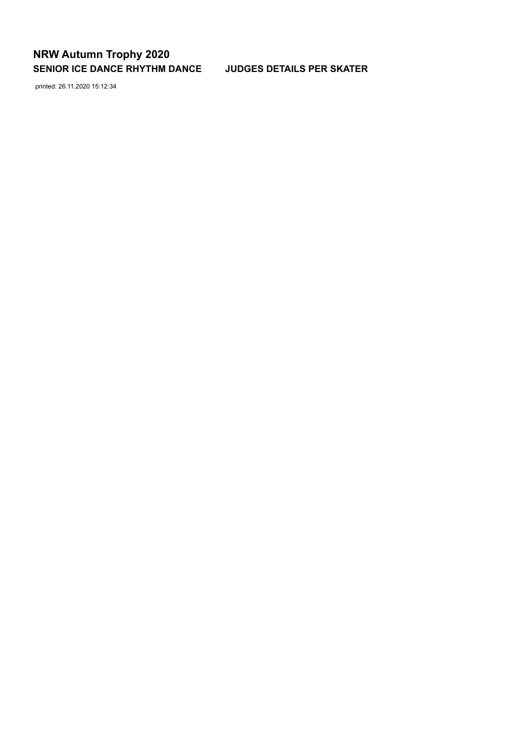# NRW Autumn Trophy 2020

**SENIOR ICE DANCE RHYTHM DANCE** **JUDGES DETAILS PER SKATER**

printed: 26.11.2020 15:12:34